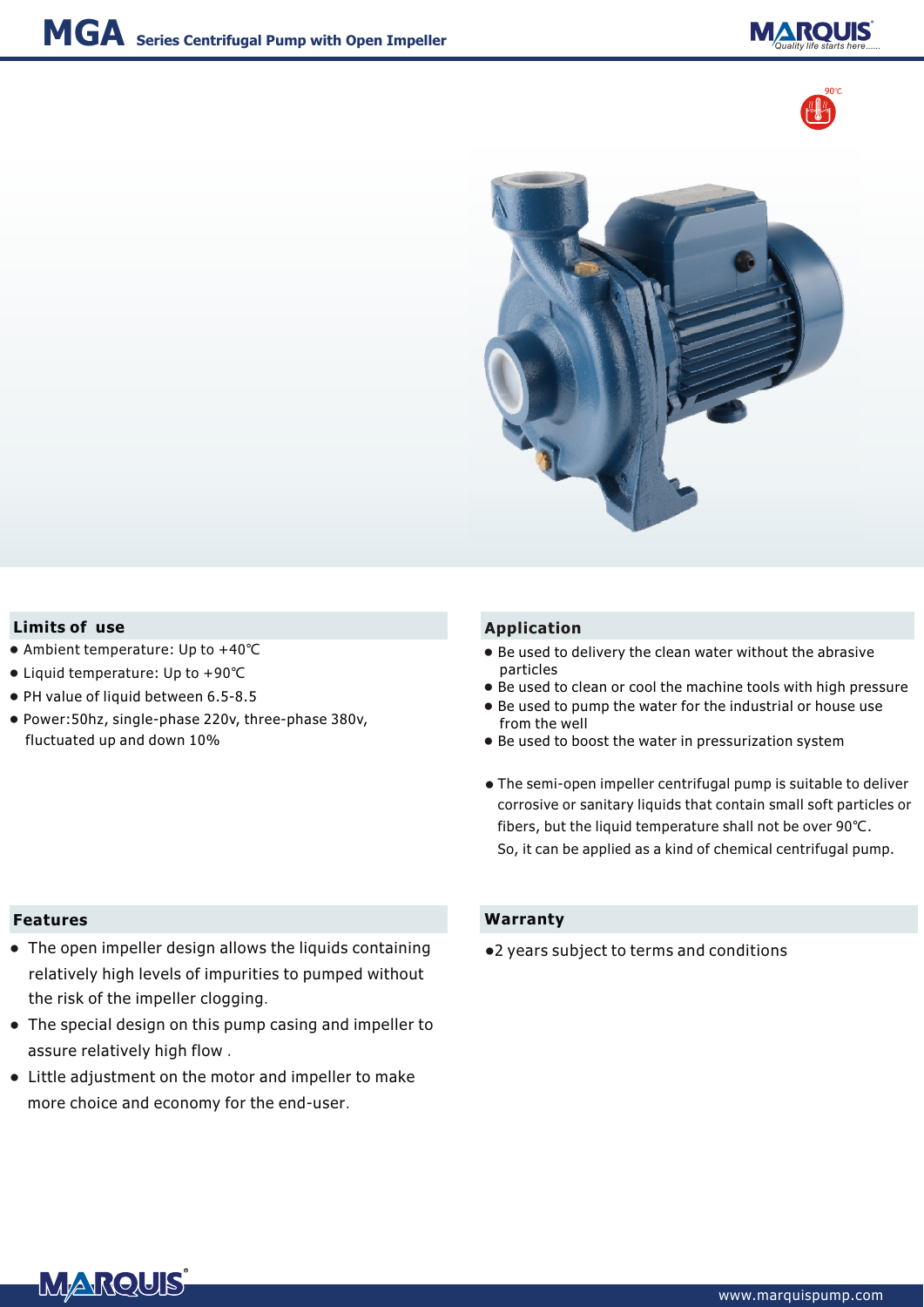# MGA Series Centrifugal Pump with Open Impeller

90℃

## Limits of use

- Ambient temperature: Up to +40℃
- Liquid temperature: Up to +90℃
- PH value of liquid between 6.5-8.5
- Power:50hz, single-phase 220v, three-phase 380v, fluctuated up and down 10%

## Application

- Be used to delivery the clean water without the abrasive particles
- Be used to clean or cool the machine tools with high pressure
- Be used to pump the water for the industrial or house use from the well
- Be used to boost the water in pressurization system

- The semi-open impeller centrifugal pump is suitable to deliver corrosive or sanitary liquids that contain small soft particles or fibers, but the liquid temperature shall not be over 90℃. So, it can be applied as a kind of chemical centrifugal pump.

## Features

- The open impeller design allows the liquids containing relatively high levels of impurities to pumped without the risk of the impeller clogging.
- The special design on this pump casing and impeller to assure relatively high flow .
- Little adjustment on the motor and impeller to make more choice and economy for the end-user.

## Warranty

- 2 years subject to terms and conditions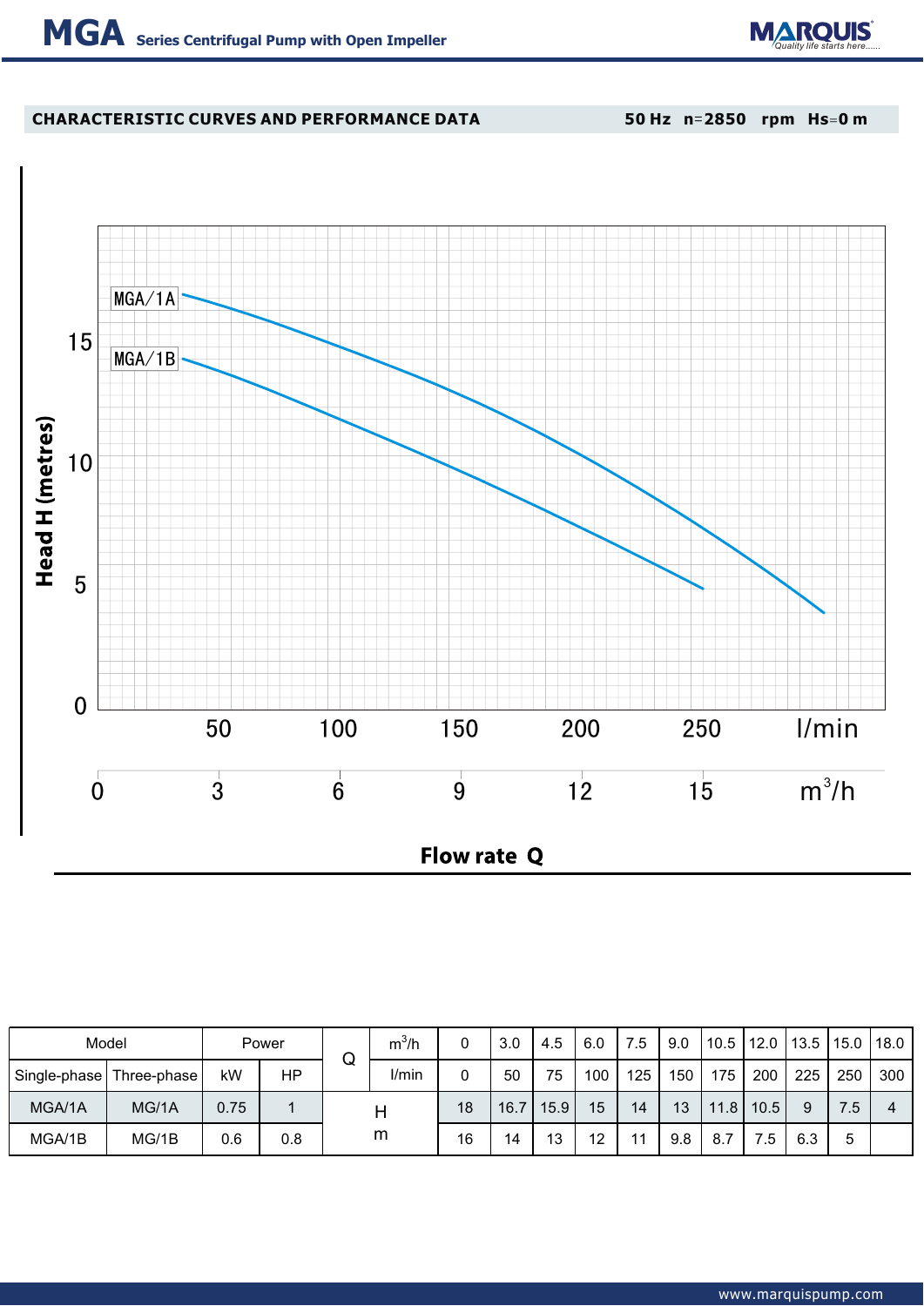# MGA Series Centrifugal Pump with Open Impeller

## CHARACTERISTIC CURVES AND PERFORMANCE DATA

50 Hz n=2850 rpm Hs=0 m

| Model | | Power | | Q | m³/h | 0 | 3.0 | 4.5 | 6.0 | 7.5 | 9.0 | 10.5 | 12.0 | 13.5 | 15.0 | 18.0 |
|---|---|---|---|---|---|---|---|---|---|---|---|---|---|---|---|---|
| Single-phase | Three-phase | kW | HP | | l/min | 0 | 50 | 75 | 100 | 125 | 150 | 175 | 200 | 225 | 250 | 300 |
| MGA/1A | MG/1A | 0.75 | 1 | H m | | 18 | 16.7 | 15.9 | 15 | 14 | 13 | 11.8 | 10.5 | 9 | 7.5 | 4 |
| MGA/1B | MG/1B | 0.6 | 0.8 | | | 16 | 14 | 13 | 12 | 11 | 9.8 | 8.7 | 7.5 | 6.3 | 5 | |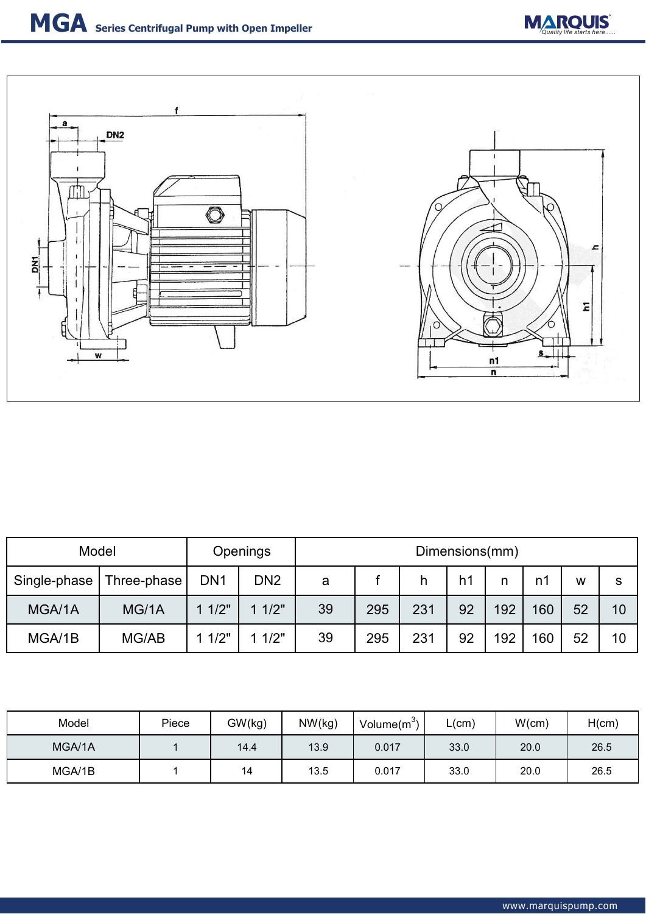# MGA Series Centrifugal Pump with Open Impeller

| Model | | Openings | | Dimensions(mm) | | | | | | | |
|---|---|---|---|---|---|---|---|---|---|---|---|
| Single-phase | Three-phase | DN1 | DN2 | a | f | h | h1 | n | n1 | w | s |
| MGA/1A | MG/1A | 1 1/2" | 1 1/2" | 39 | 295 | 231 | 92 | 192 | 160 | 52 | 10 |
| MGA/1B | MG/AB | 1 1/2" | 1 1/2" | 39 | 295 | 231 | 92 | 192 | 160 | 52 | 10 |

| Model | Piece | GW(kg) | NW(kg) | Volume($m^3$) | L(cm) | W(cm) | H(cm) |
|---|---|---|---|---|---|---|---|
| MGA/1A | 1 | 14.4 | 13.9 | 0.017 | 33.0 | 20.0 | 26.5 |
| MGA/1B | 1 | 14 | 13.5 | 0.017 | 33.0 | 20.0 | 26.5 |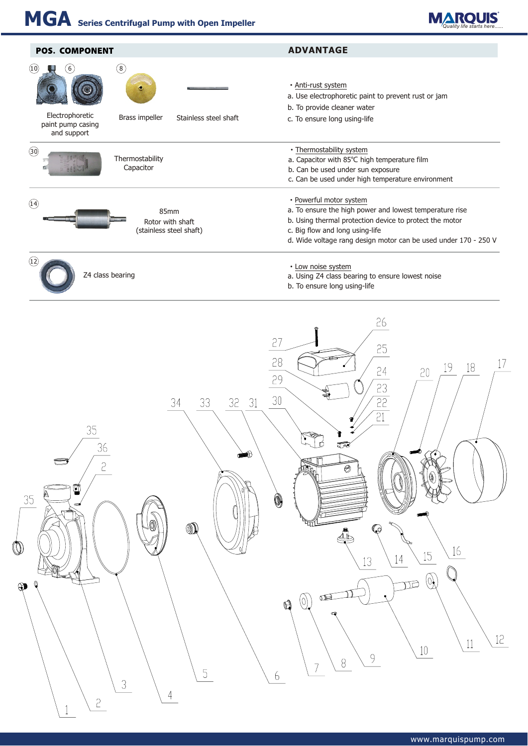# MGA Series Centrifugal Pump with Open Impeller

| POS. COMPONENT | | | ADVANTAGE |
|---|---|---|---|
| (10) (6) Electrophoretic paint pump casing and support | (8) Brass impeller | Stainless steel shaft | • Anti-rust system<br>a. Use electrophoretic paint to prevent rust or jam<br>b. To provide cleaner water<br>c. To ensure long using-life |
| (30) | Thermostability Capacitor | | • Thermostability system<br>a. Capacitor with 85℃ high temperature film<br>b. Can be used under sun exposure<br>c. Can be used under high temperature environment |
| (14) | 85mm Rotor with shaft (stainless steel shaft) | | • Powerful motor system<br>a. To ensure the high power and lowest temperature rise<br>b. Using thermal protection device to protect the motor<br>c. Big flow and long using-life<br>d. Wide voltage rang design motor can be used under 170 - 250 V |
| (12) | Z4 class bearing | | • Low noise system<br>a. Using Z4 class bearing to ensure lowest noise<br>b. To ensure long using-life |

26 25 27 28 24 29 23 22 21 20 19 18 17 34 33 32 31 30 35 36 2 35 16 13 14 15 12 11 10 9 8 7 6 5 4 3 2 1

www.marquispump.com